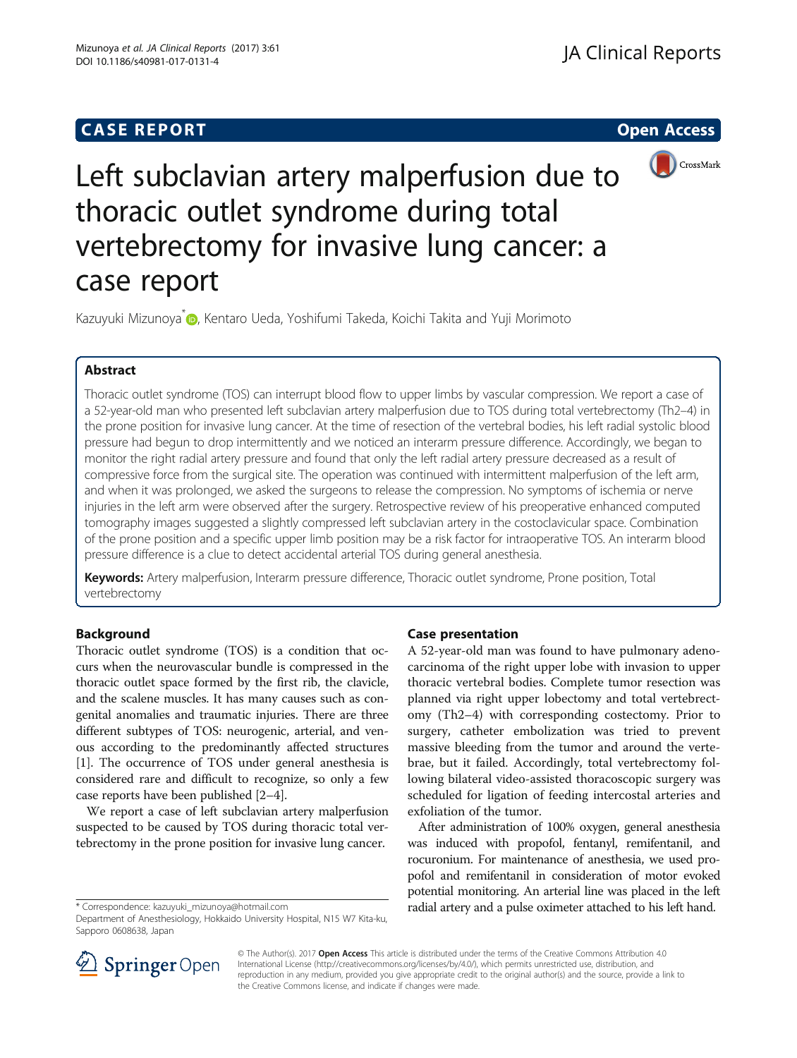**CASE REPORT** **Open Access**

# Left subclavian artery malperfusion due to thoracic outlet syndrome during total vertebrectomy for invasive lung cancer: a case report

Kazuyuki Mizunoya[*], Kentaro Ueda, Yoshifumi Takeda, Koichi Takita and Yuji Morimoto

## Abstract

Thoracic outlet syndrome (TOS) can interrupt blood flow to upper limbs by vascular compression. We report a case of a 52-year-old man who presented left subclavian artery malperfusion due to TOS during total vertebrectomy (Th2–4) in the prone position for invasive lung cancer. At the time of resection of the vertebral bodies, his left radial systolic blood pressure had begun to drop intermittently and we noticed an interarm pressure difference. Accordingly, we began to monitor the right radial artery pressure and found that only the left radial artery pressure decreased as a result of compressive force from the surgical site. The operation was continued with intermittent malperfusion of the left arm, and when it was prolonged, we asked the surgeons to release the compression. No symptoms of ischemia or nerve injuries in the left arm were observed after the surgery. Retrospective review of his preoperative enhanced computed tomography images suggested a slightly compressed left subclavian artery in the costoclavicular space. Combination of the prone position and a specific upper limb position may be a risk factor for intraoperative TOS. An interarm blood pressure difference is a clue to detect accidental arterial TOS during general anesthesia.

**Keywords:** Artery malperfusion, Interarm pressure difference, Thoracic outlet syndrome, Prone position, Total vertebrectomy

## Background

Thoracic outlet syndrome (TOS) is a condition that occurs when the neurovascular bundle is compressed in the thoracic outlet space formed by the first rib, the clavicle, and the scalene muscles. It has many causes such as congenital anomalies and traumatic injuries. There are three different subtypes of TOS: neurogenic, arterial, and venous according to the predominantly affected structures [1]. The occurrence of TOS under general anesthesia is considered rare and difficult to recognize, so only a few case reports have been published [2–4].

We report a case of left subclavian artery malperfusion suspected to be caused by TOS during thoracic total vertebrectomy in the prone position for invasive lung cancer.

## Case presentation

A 52-year-old man was found to have pulmonary adenocarcinoma of the right upper lobe with invasion to upper thoracic vertebral bodies. Complete tumor resection was planned via right upper lobectomy and total vertebrectomy (Th2–4) with corresponding costectomy. Prior to surgery, catheter embolization was tried to prevent massive bleeding from the tumor and around the vertebrae, but it failed. Accordingly, total vertebrectomy following bilateral video-assisted thoracoscopic surgery was scheduled for ligation of feeding intercostal arteries and exfoliation of the tumor.

After administration of 100% oxygen, general anesthesia was induced with propofol, fentanyl, remifentanil, and rocuronium. For maintenance of anesthesia, we used propofol and remifentanil in consideration of motor evoked potential monitoring. An arterial line was placed in the left radial artery and a pulse oximeter attached to his left hand.

* Correspondence: kazuyuki_mizunoya@hotmail.com
Department of Anesthesiology, Hokkaido University Hospital, N15 W7 Kita-ku, Sapporo 0608638, Japan

© The Author(s). 2017 **Open Access** This article is distributed under the terms of the Creative Commons Attribution 4.0 International License (http://creativecommons.org/licenses/by/4.0/), which permits unrestricted use, distribution, and reproduction in any medium, provided you give appropriate credit to the original author(s) and the source, provide a link to the Creative Commons license, and indicate if changes were made.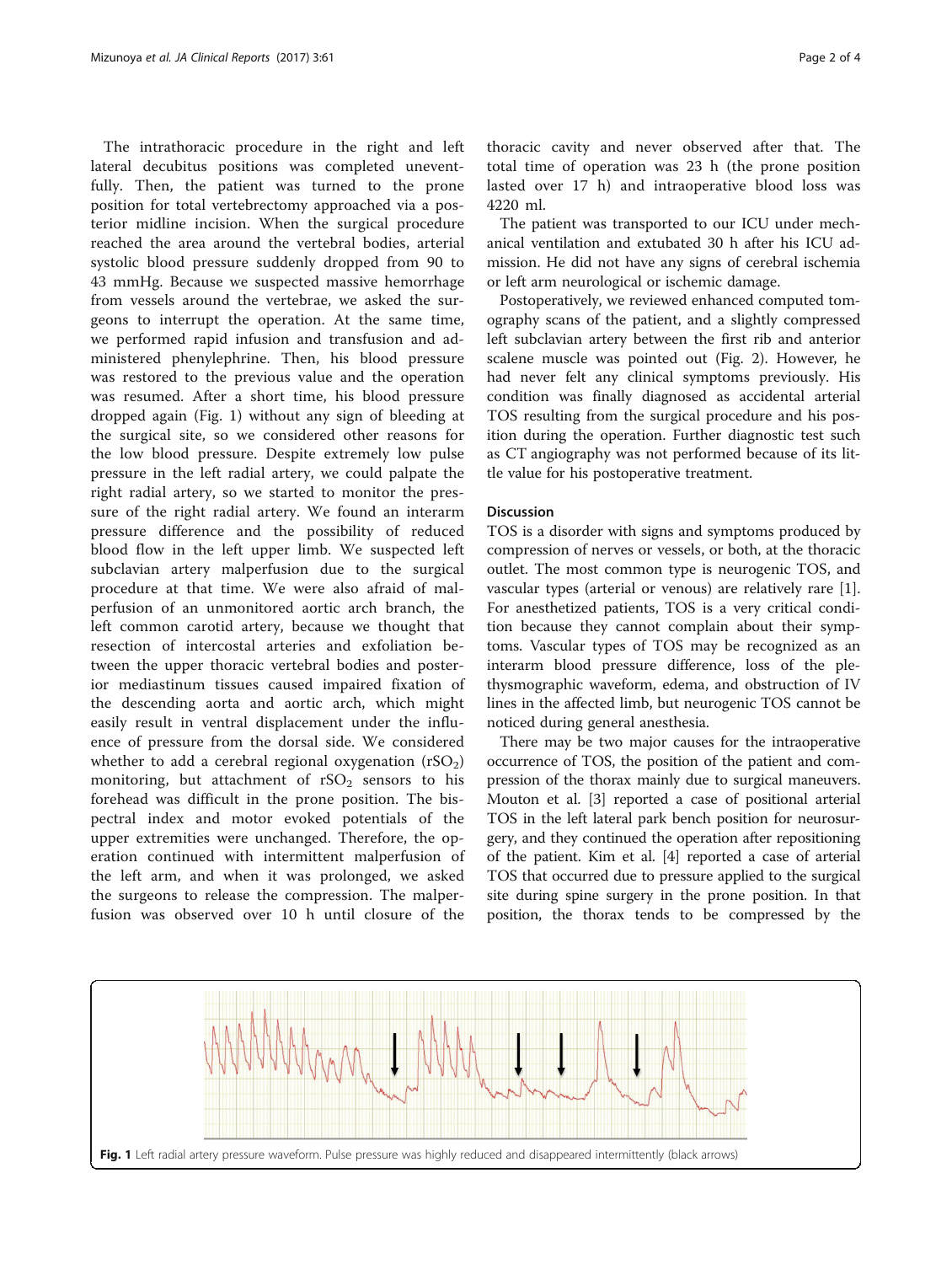The intrathoracic procedure in the right and left lateral decubitus positions was completed uneventfully. Then, the patient was turned to the prone position for total vertebrectomy approached via a posterior midline incision. When the surgical procedure reached the area around the vertebral bodies, arterial systolic blood pressure suddenly dropped from 90 to 43 mmHg. Because we suspected massive hemorrhage from vessels around the vertebrae, we asked the surgeons to interrupt the operation. At the same time, we performed rapid infusion and transfusion and administered phenylephrine. Then, his blood pressure was restored to the previous value and the operation was resumed. After a short time, his blood pressure dropped again (Fig. 1) without any sign of bleeding at the surgical site, so we considered other reasons for the low blood pressure. Despite extremely low pulse pressure in the left radial artery, we could palpate the right radial artery, so we started to monitor the pressure of the right radial artery. We found an interarm pressure difference and the possibility of reduced blood flow in the left upper limb. We suspected left subclavian artery malperfusion due to the surgical procedure at that time. We were also afraid of malperfusion of an unmonitored aortic arch branch, the left common carotid artery, because we thought that resection of intercostal arteries and exfoliation between the upper thoracic vertebral bodies and posterior mediastinum tissues caused impaired fixation of the descending aorta and aortic arch, which might easily result in ventral displacement under the influence of pressure from the dorsal side. We considered whether to add a cerebral regional oxygenation ($rSO_2$) monitoring, but attachment of $rSO_2$ sensors to his forehead was difficult in the prone position. The bispectral index and motor evoked potentials of the upper extremities were unchanged. Therefore, the operation continued with intermittent malperfusion of the left arm, and when it was prolonged, we asked the surgeons to release the compression. The malperfusion was observed over 10 h until closure of the thoracic cavity and never observed after that. The total time of operation was 23 h (the prone position lasted over 17 h) and intraoperative blood loss was 4220 ml.

The patient was transported to our ICU under mechanical ventilation and extubated 30 h after his ICU admission. He did not have any signs of cerebral ischemia or left arm neurological or ischemic damage.

Postoperatively, we reviewed enhanced computed tomography scans of the patient, and a slightly compressed left subclavian artery between the first rib and anterior scalene muscle was pointed out (Fig. 2). However, he had never felt any clinical symptoms previously. His condition was finally diagnosed as accidental arterial TOS resulting from the surgical procedure and his position during the operation. Further diagnostic test such as CT angiography was not performed because of its little value for his postoperative treatment.

## Discussion

TOS is a disorder with signs and symptoms produced by compression of nerves or vessels, or both, at the thoracic outlet. The most common type is neurogenic TOS, and vascular types (arterial or venous) are relatively rare [1]. For anesthetized patients, TOS is a very critical condition because they cannot complain about their symptoms. Vascular types of TOS may be recognized as an interarm blood pressure difference, loss of the plethysmographic waveform, edema, and obstruction of IV lines in the affected limb, but neurogenic TOS cannot be noticed during general anesthesia.

There may be two major causes for the intraoperative occurrence of TOS, the position of the patient and compression of the thorax mainly due to surgical maneuvers. Mouton et al. [3] reported a case of positional arterial TOS in the left lateral park bench position for neurosurgery, and they continued the operation after repositioning of the patient. Kim et al. [4] reported a case of arterial TOS that occurred due to pressure applied to the surgical site during spine surgery in the prone position. In that position, the thorax tends to be compressed by the

**Fig. 1** Left radial artery pressure waveform. Pulse pressure was highly reduced and disappeared intermittently (black arrows)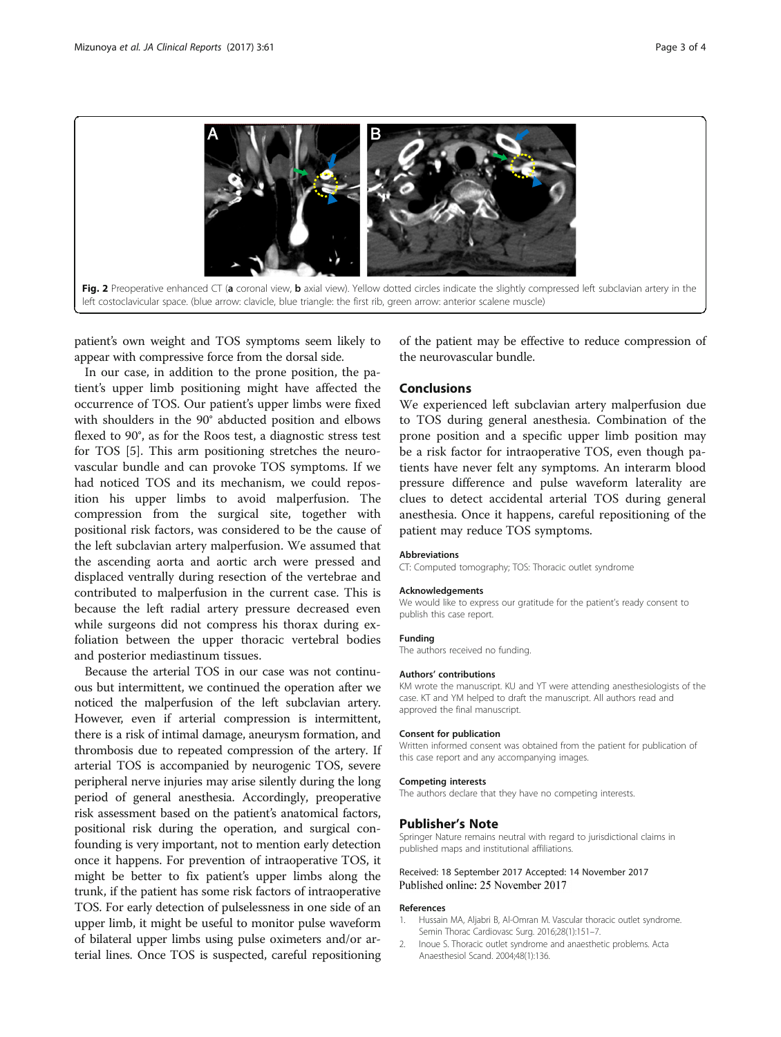Fig. 2 Preoperative enhanced CT (**a** coronal view, **b** axial view). Yellow dotted circles indicate the slightly compressed left subclavian artery in the left costoclavicular space. (blue arrow: clavicle, blue triangle: the first rib, green arrow: anterior scalene muscle)

patient's own weight and TOS symptoms seem likely to appear with compressive force from the dorsal side.

In our case, in addition to the prone position, the patient's upper limb positioning might have affected the occurrence of TOS. Our patient's upper limbs were fixed with shoulders in the 90° abducted position and elbows flexed to 90°, as for the Roos test, a diagnostic stress test for TOS [5]. This arm positioning stretches the neurovascular bundle and can provoke TOS symptoms. If we had noticed TOS and its mechanism, we could reposition his upper limbs to avoid malperfusion. The compression from the surgical site, together with positional risk factors, was considered to be the cause of the left subclavian artery malperfusion. We assumed that the ascending aorta and aortic arch were pressed and displaced ventrally during resection of the vertebrae and contributed to malperfusion in the current case. This is because the left radial artery pressure decreased even while surgeons did not compress his thorax during exfoliation between the upper thoracic vertebral bodies and posterior mediastinum tissues.

Because the arterial TOS in our case was not continuous but intermittent, we continued the operation after we noticed the malperfusion of the left subclavian artery. However, even if arterial compression is intermittent, there is a risk of intimal damage, aneurysm formation, and thrombosis due to repeated compression of the artery. If arterial TOS is accompanied by neurogenic TOS, severe peripheral nerve injuries may arise silently during the long period of general anesthesia. Accordingly, preoperative risk assessment based on the patient's anatomical factors, positional risk during the operation, and surgical confounding is very important, not to mention early detection once it happens. For prevention of intraoperative TOS, it might be better to fix patient's upper limbs along the trunk, if the patient has some risk factors of intraoperative TOS. For early detection of pulselessness in one side of an upper limb, it might be useful to monitor pulse waveform of bilateral upper limbs using pulse oximeters and/or arterial lines. Once TOS is suspected, careful repositioning of the patient may be effective to reduce compression of the neurovascular bundle.

## Conclusions

We experienced left subclavian artery malperfusion due to TOS during general anesthesia. Combination of the prone position and a specific upper limb position may be a risk factor for intraoperative TOS, even though patients have never felt any symptoms. An interarm blood pressure difference and pulse waveform laterality are clues to detect accidental arterial TOS during general anesthesia. Once it happens, careful repositioning of the patient may reduce TOS symptoms.

#### Abbreviations

CT: Computed tomography; TOS: Thoracic outlet syndrome

#### Acknowledgements

We would like to express our gratitude for the patient's ready consent to publish this case report.

#### Funding

The authors received no funding.

#### Authors' contributions

KM wrote the manuscript. KU and YT were attending anesthesiologists of the case. KT and YM helped to draft the manuscript. All authors read and approved the final manuscript.

#### Consent for publication

Written informed consent was obtained from the patient for publication of this case report and any accompanying images.

#### Competing interests

The authors declare that they have no competing interests.

## Publisher's Note

Springer Nature remains neutral with regard to jurisdictional claims in published maps and institutional affiliations.

Received: 18 September 2017 Accepted: 14 November 2017
Published online: 25 November 2017

#### References

1. Hussain MA, Aljabri B, Al-Omran M. Vascular thoracic outlet syndrome. Semin Thorac Cardiovasc Surg. 2016;28(1):151–7.
2. Inoue S. Thoracic outlet syndrome and anaesthetic problems. Acta Anaesthesiol Scand. 2004;48(1):136.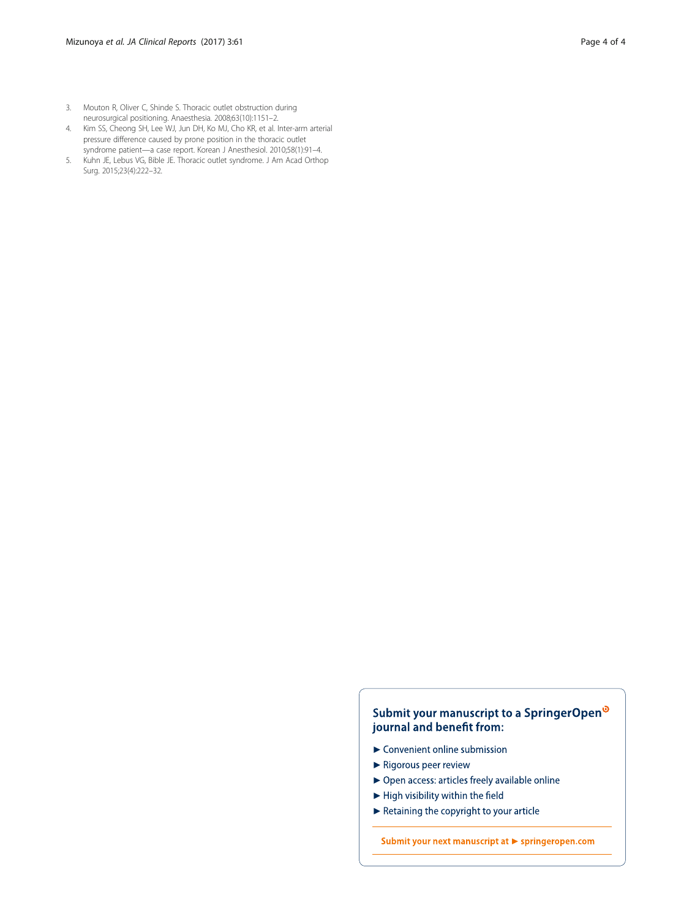3. Mouton R, Oliver C, Shinde S. Thoracic outlet obstruction during neurosurgical positioning. Anaesthesia. 2008;63(10):1151–2.
4. Kim SS, Cheong SH, Lee WJ, Jun DH, Ko MJ, Cho KR, et al. Inter-arm arterial pressure difference caused by prone position in the thoracic outlet syndrome patient—a case report. Korean J Anesthesiol. 2010;58(1):91–4.
5. Kuhn JE, Lebus VG, Bible JE. Thoracic outlet syndrome. J Am Acad Orthop Surg. 2015;23(4):222–32.

**Submit your manuscript to a SpringerOpen journal and benefit from:**

- ► Convenient online submission
- ► Rigorous peer review
- ► Open access: articles freely available online
- ► High visibility within the field
- ► Retaining the copyright to your article

**Submit your next manuscript at ► springeropen.com**